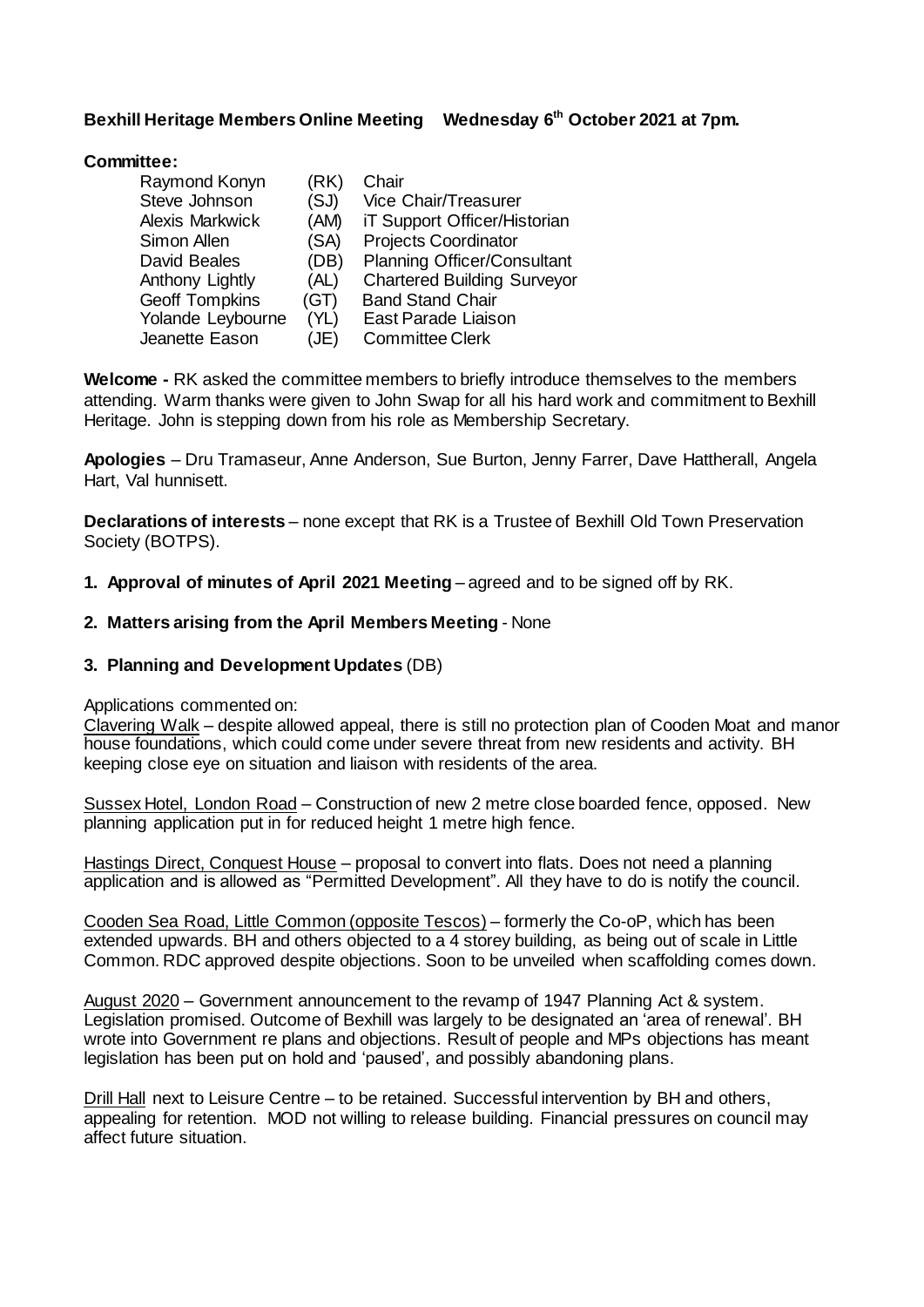**Bexhill Heritage Members Online Meeting Wednesday 6th October 2021 at 7pm.**

**Committee:**

| | | |
|---|---|---|
| Raymond Konyn | (RK) | Chair |
| Steve Johnson | (SJ) | Vice Chair/Treasurer |
| Alexis Markwick | (AM) | iT Support Officer/Historian |
| Simon Allen | (SA) | Projects Coordinator |
| David Beales | (DB) | Planning Officer/Consultant |
| Anthony Lightly | (AL) | Chartered Building Surveyor |
| Geoff Tompkins | (GT) | Band Stand Chair |
| Yolande Leybourne | (YL) | East Parade Liaison |
| Jeanette Eason | (JE) | Committee Clerk |

**Welcome -** RK asked the committee members to briefly introduce themselves to the members attending. Warm thanks were given to John Swap for all his hard work and commitment to Bexhill Heritage. John is stepping down from his role as Membership Secretary.

**Apologies** – Dru Tramaseur, Anne Anderson, Sue Burton, Jenny Farrer, Dave Hattherall, Angela Hart, Val hunnisett.

**Declarations of interests** – none except that RK is a Trustee of Bexhill Old Town Preservation Society (BOTPS).

1. **Approval of minutes of April 2021 Meeting** – agreed and to be signed off by RK.

2. **Matters arising from the April Members Meeting** - None

3. **Planning and Development Updates** (DB)

Applications commented on:

Clavering Walk – despite allowed appeal, there is still no protection plan of Cooden Moat and manor house foundations, which could come under severe threat from new residents and activity. BH keeping close eye on situation and liaison with residents of the area.

Sussex Hotel, London Road – Construction of new 2 metre close boarded fence, opposed. New planning application put in for reduced height 1 metre high fence.

Hastings Direct, Conquest House – proposal to convert into flats. Does not need a planning application and is allowed as "Permitted Development". All they have to do is notify the council.

Cooden Sea Road, Little Common (opposite Tescos) – formerly the Co-oP, which has been extended upwards. BH and others objected to a 4 storey building, as being out of scale in Little Common. RDC approved despite objections. Soon to be unveiled when scaffolding comes down.

August 2020 – Government announcement to the revamp of 1947 Planning Act & system. Legislation promised. Outcome of Bexhill was largely to be designated an 'area of renewal'. BH wrote into Government re plans and objections. Result of people and MPs objections has meant legislation has been put on hold and 'paused', and possibly abandoning plans.

Drill Hall next to Leisure Centre – to be retained. Successful intervention by BH and others, appealing for retention. MOD not willing to release building. Financial pressures on council may affect future situation.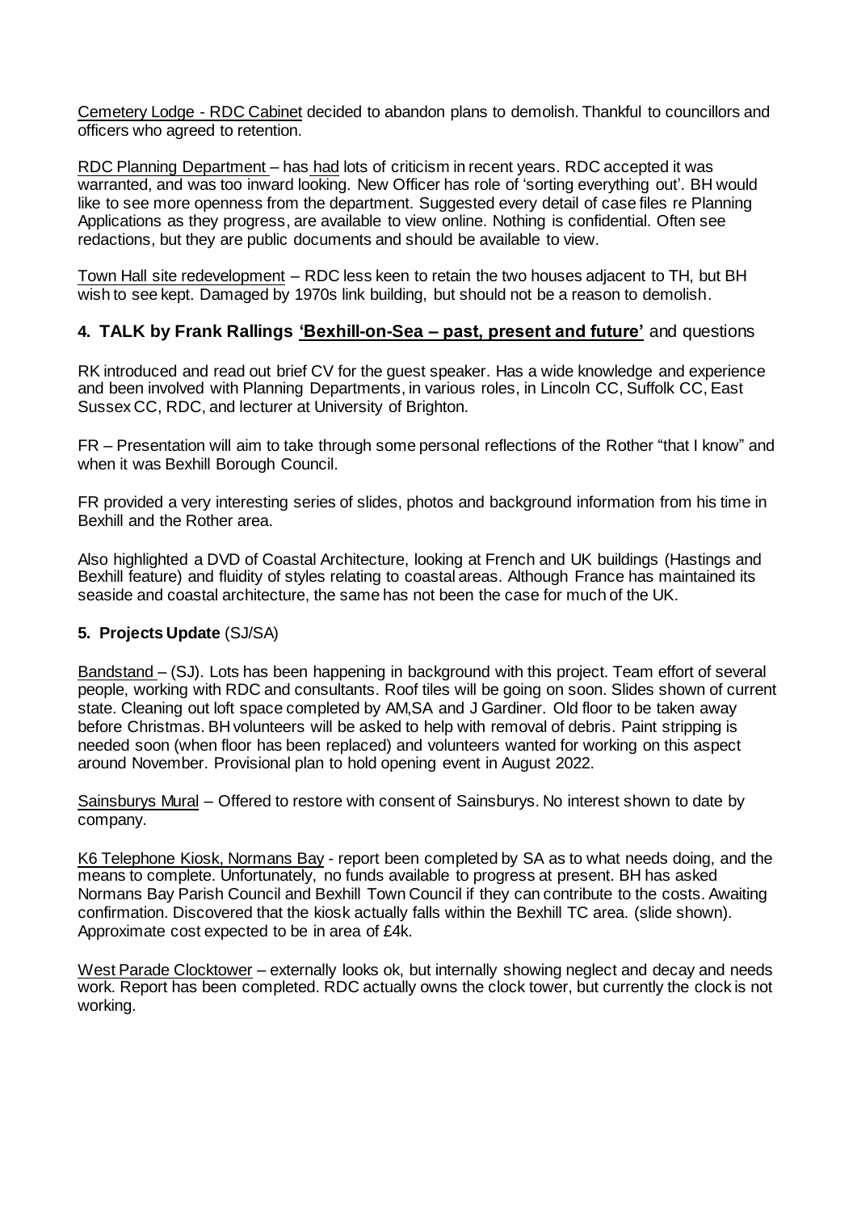Cemetery Lodge - RDC Cabinet decided to abandon plans to demolish. Thankful to councillors and officers who agreed to retention.

RDC Planning Department – has had lots of criticism in recent years. RDC accepted it was warranted, and was too inward looking. New Officer has role of 'sorting everything out'. BH would like to see more openness from the department. Suggested every detail of case files re Planning Applications as they progress, are available to view online. Nothing is confidential. Often see redactions, but they are public documents and should be available to view.

Town Hall site redevelopment – RDC less keen to retain the two houses adjacent to TH, but BH wish to see kept. Damaged by 1970s link building, but should not be a reason to demolish.

## 4. TALK by Frank Rallings 'Bexhill-on-Sea – past, present and future' and questions

RK introduced and read out brief CV for the guest speaker. Has a wide knowledge and experience and been involved with Planning Departments, in various roles, in Lincoln CC, Suffolk CC, East Sussex CC, RDC, and lecturer at University of Brighton.

FR – Presentation will aim to take through some personal reflections of the Rother "that I know" and when it was Bexhill Borough Council.

FR provided a very interesting series of slides, photos and background information from his time in Bexhill and the Rother area.

Also highlighted a DVD of Coastal Architecture, looking at French and UK buildings (Hastings and Bexhill feature) and fluidity of styles relating to coastal areas. Although France has maintained its seaside and coastal architecture, the same has not been the case for much of the UK.

## 5. Projects Update (SJ/SA)

Bandstand – (SJ). Lots has been happening in background with this project. Team effort of several people, working with RDC and consultants. Roof tiles will be going on soon. Slides shown of current state. Cleaning out loft space completed by AM,SA and J Gardiner. Old floor to be taken away before Christmas. BH volunteers will be asked to help with removal of debris. Paint stripping is needed soon (when floor has been replaced) and volunteers wanted for working on this aspect around November. Provisional plan to hold opening event in August 2022.

Sainsburys Mural – Offered to restore with consent of Sainsburys. No interest shown to date by company.

K6 Telephone Kiosk, Normans Bay - report been completed by SA as to what needs doing, and the means to complete. Unfortunately, no funds available to progress at present. BH has asked Normans Bay Parish Council and Bexhill Town Council if they can contribute to the costs. Awaiting confirmation. Discovered that the kiosk actually falls within the Bexhill TC area. (slide shown). Approximate cost expected to be in area of £4k.

West Parade Clocktower – externally looks ok, but internally showing neglect and decay and needs work. Report has been completed. RDC actually owns the clock tower, but currently the clock is not working.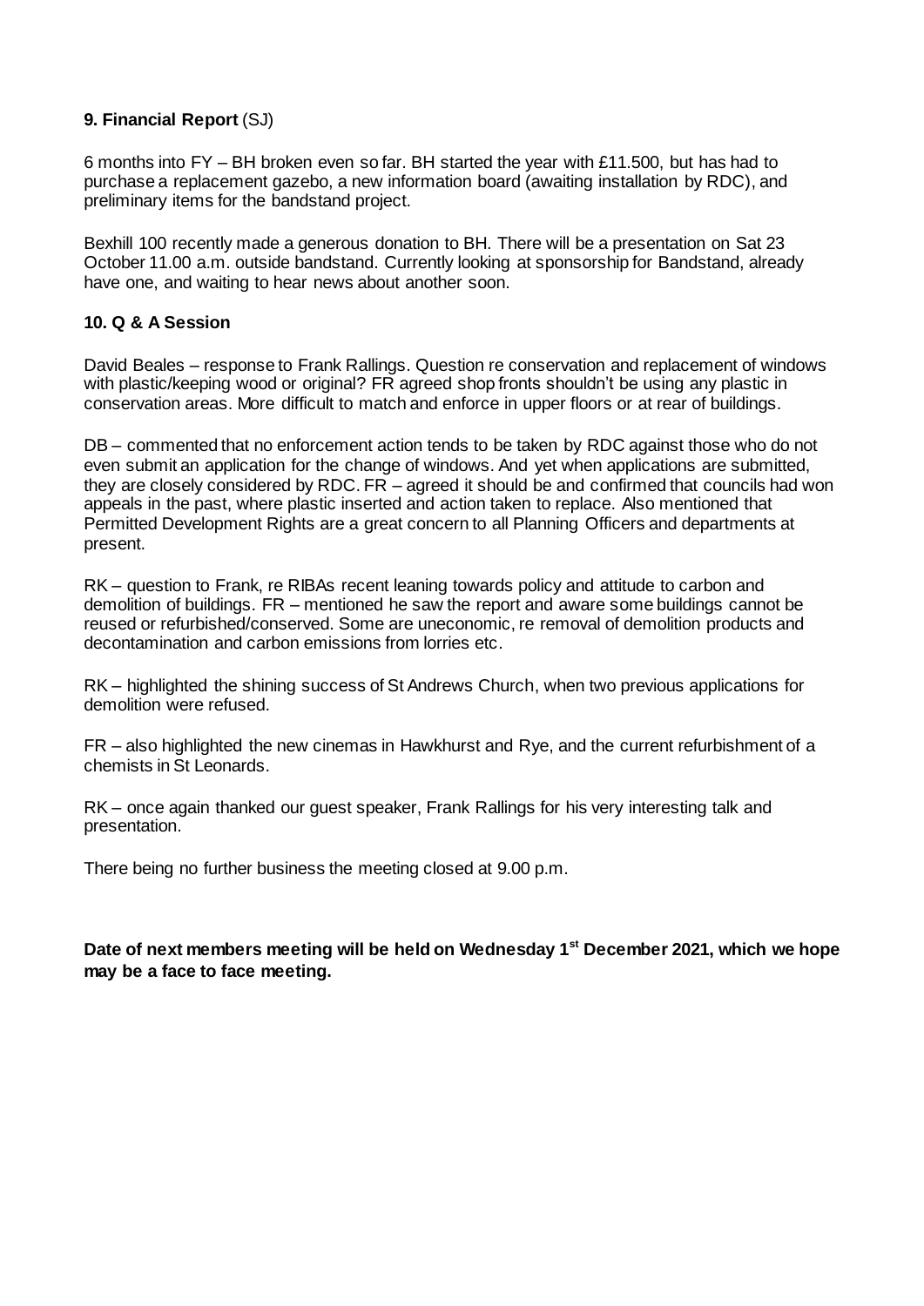**9. Financial Report** (SJ)

6 months into FY – BH broken even so far. BH started the year with £11.500, but has had to purchase a replacement gazebo, a new information board (awaiting installation by RDC), and preliminary items for the bandstand project.

Bexhill 100 recently made a generous donation to BH. There will be a presentation on Sat 23 October 11.00 a.m. outside bandstand. Currently looking at sponsorship for Bandstand, already have one, and waiting to hear news about another soon.

**10. Q & A Session**

David Beales – response to Frank Rallings. Question re conservation and replacement of windows with plastic/keeping wood or original? FR agreed shop fronts shouldn't be using any plastic in conservation areas. More difficult to match and enforce in upper floors or at rear of buildings.

DB – commented that no enforcement action tends to be taken by RDC against those who do not even submit an application for the change of windows. And yet when applications are submitted, they are closely considered by RDC. FR – agreed it should be and confirmed that councils had won appeals in the past, where plastic inserted and action taken to replace. Also mentioned that Permitted Development Rights are a great concern to all Planning Officers and departments at present.

RK – question to Frank, re RIBAs recent leaning towards policy and attitude to carbon and demolition of buildings. FR – mentioned he saw the report and aware some buildings cannot be reused or refurbished/conserved. Some are uneconomic, re removal of demolition products and decontamination and carbon emissions from lorries etc.

RK – highlighted the shining success of St Andrews Church, when two previous applications for demolition were refused.

FR – also highlighted the new cinemas in Hawkhurst and Rye, and the current refurbishment of a chemists in St Leonards.

RK – once again thanked our guest speaker, Frank Rallings for his very interesting talk and presentation.

There being no further business the meeting closed at 9.00 p.m.

**Date of next members meeting will be held on Wednesday 1st December 2021, which we hope may be a face to face meeting.**